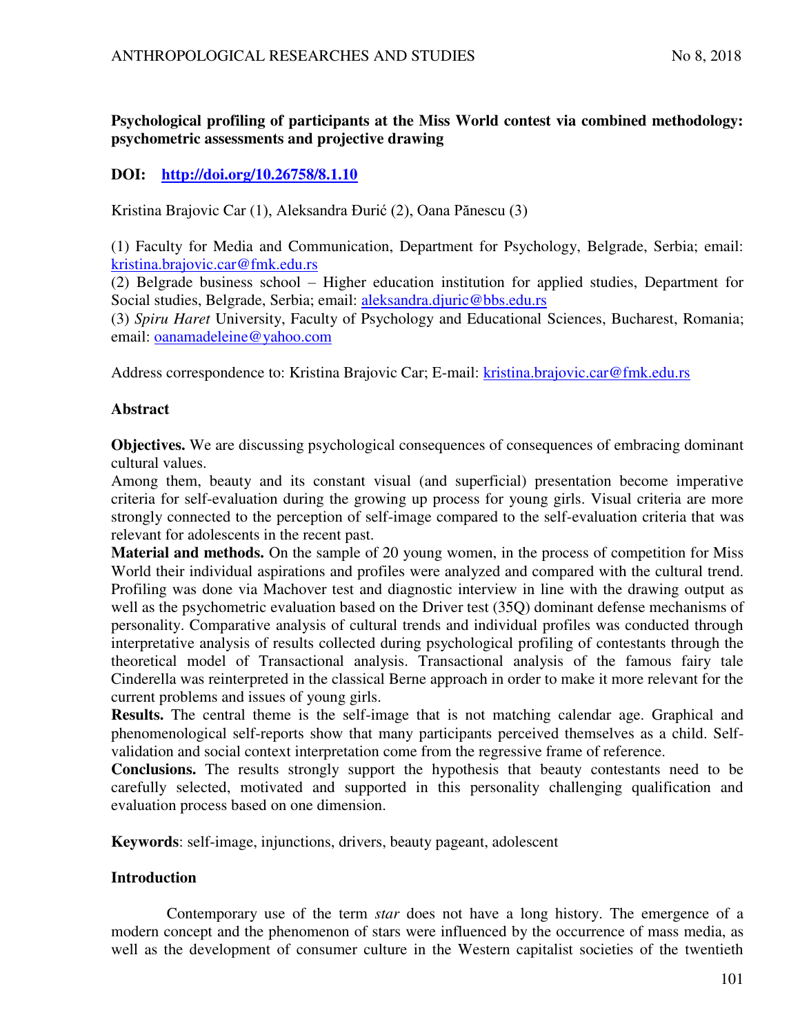# Psychological profiling of participants at the Miss World contest via combined methodology: psychometric assessments and projective drawing

**DOI:** [http://doi.org/10.26758/8.1.10](http://doi.org/10.26758/8.1.10)

Kristina Brajovic Car (1), Aleksandra Đurić (2), Oana Pănescu (3)

(1) Faculty for Media and Communication, Department for Psychology, Belgrade, Serbia; email: kristina.brajovic.car@fmk.edu.rs

(2) Belgrade business school – Higher education institution for applied studies, Department for Social studies, Belgrade, Serbia; email: aleksandra.djuric@bbs.edu.rs

(3) *Spiru Haret* University, Faculty of Psychology and Educational Sciences, Bucharest, Romania; email: oanamadeleine@yahoo.com

Address correspondence to: Kristina Brajovic Car; E-mail: kristina.brajovic.car@fmk.edu.rs

## Abstract

**Objectives.** We are discussing psychological consequences of consequences of embracing dominant cultural values.

Among them, beauty and its constant visual (and superficial) presentation become imperative criteria for self-evaluation during the growing up process for young girls. Visual criteria are more strongly connected to the perception of self-image compared to the self-evaluation criteria that was relevant for adolescents in the recent past.

**Material and methods.** On the sample of 20 young women, in the process of competition for Miss World their individual aspirations and profiles were analyzed and compared with the cultural trend. Profiling was done via Machover test and diagnostic interview in line with the drawing output as well as the psychometric evaluation based on the Driver test (35Q) dominant defense mechanisms of personality. Comparative analysis of cultural trends and individual profiles was conducted through interpretative analysis of results collected during psychological profiling of contestants through the theoretical model of Transactional analysis. Transactional analysis of the famous fairy tale Cinderella was reinterpreted in the classical Berne approach in order to make it more relevant for the current problems and issues of young girls.

**Results.** The central theme is the self-image that is not matching calendar age. Graphical and phenomenological self-reports show that many participants perceived themselves as a child. Self-validation and social context interpretation come from the regressive frame of reference.

**Conclusions.** The results strongly support the hypothesis that beauty contestants need to be carefully selected, motivated and supported in this personality challenging qualification and evaluation process based on one dimension.

**Keywords**: self-image, injunctions, drivers, beauty pageant, adolescent

## Introduction

Contemporary use of the term *star* does not have a long history. The emergence of a modern concept and the phenomenon of stars were influenced by the occurrence of mass media, as well as the development of consumer culture in the Western capitalist societies of the twentieth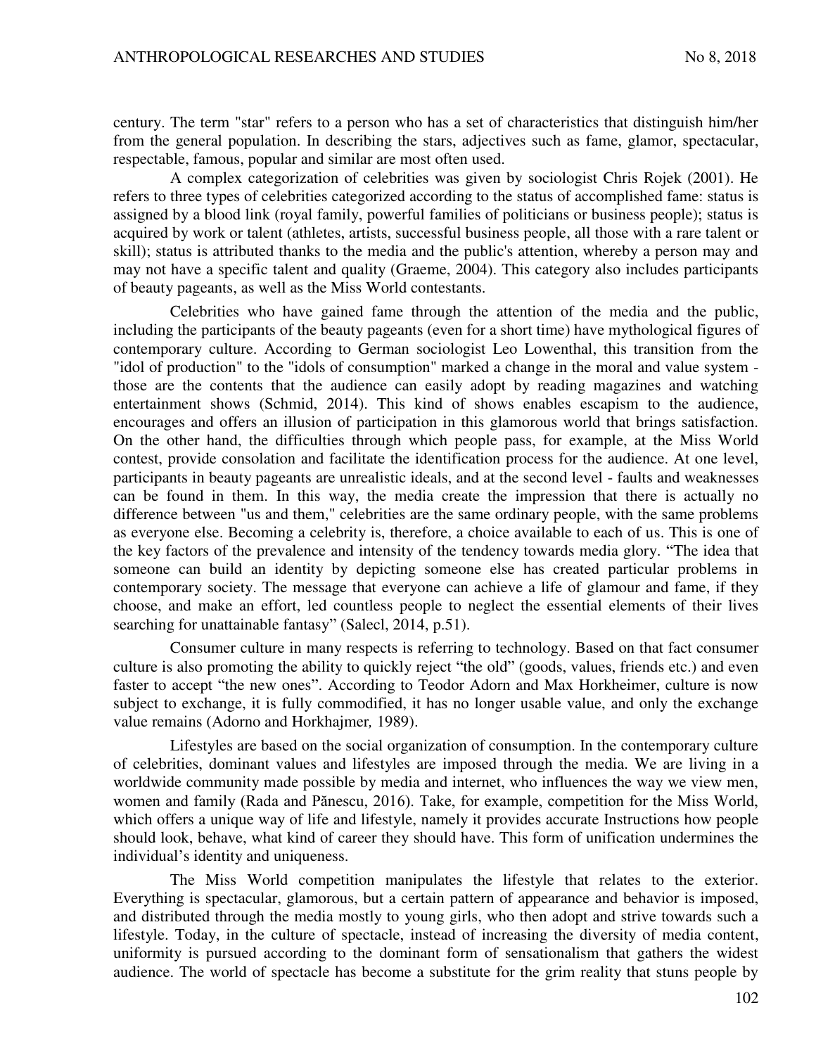century. The term "star" refers to a person who has a set of characteristics that distinguish him/her from the general population. In describing the stars, adjectives such as fame, glamor, spectacular, respectable, famous, popular and similar are most often used.

A complex categorization of celebrities was given by sociologist Chris Rojek (2001). He refers to three types of celebrities categorized according to the status of accomplished fame: status is assigned by a blood link (royal family, powerful families of politicians or business people); status is acquired by work or talent (athletes, artists, successful business people, all those with a rare talent or skill); status is attributed thanks to the media and the public's attention, whereby a person may and may not have a specific talent and quality (Graeme, 2004). This category also includes participants of beauty pageants, as well as the Miss World contestants.

Celebrities who have gained fame through the attention of the media and the public, including the participants of the beauty pageants (even for a short time) have mythological figures of contemporary culture. According to German sociologist Leo Lowenthal, this transition from the "idol of production" to the "idols of consumption" marked a change in the moral and value system - those are the contents that the audience can easily adopt by reading magazines and watching entertainment shows (Schmid, 2014). This kind of shows enables escapism to the audience, encourages and offers an illusion of participation in this glamorous world that brings satisfaction. On the other hand, the difficulties through which people pass, for example, at the Miss World contest, provide consolation and facilitate the identification process for the audience. At one level, participants in beauty pageants are unrealistic ideals, and at the second level - faults and weaknesses can be found in them. In this way, the media create the impression that there is actually no difference between "us and them," celebrities are the same ordinary people, with the same problems as everyone else. Becoming a celebrity is, therefore, a choice available to each of us. This is one of the key factors of the prevalence and intensity of the tendency towards media glory. "The idea that someone can build an identity by depicting someone else has created particular problems in contemporary society. The message that everyone can achieve a life of glamour and fame, if they choose, and make an effort, led countless people to neglect the essential elements of their lives searching for unattainable fantasy" (Salecl, 2014, p.51).

Consumer culture in many respects is referring to technology. Based on that fact consumer culture is also promoting the ability to quickly reject "the old" (goods, values, friends etc.) and even faster to accept "the new ones". According to Teodor Adorn and Max Horkheimer, culture is now subject to exchange, it is fully commodified, it has no longer usable value, and only the exchange value remains (Adorno and Horkhajmer*,* 1989).

Lifestyles are based on the social organization of consumption. In the contemporary culture of celebrities, dominant values and lifestyles are imposed through the media. We are living in a worldwide community made possible by media and internet, who influences the way we view men, women and family (Rada and Pănescu, 2016). Take, for example, competition for the Miss World, which offers a unique way of life and lifestyle, namely it provides accurate Instructions how people should look, behave, what kind of career they should have. This form of unification undermines the individual's identity and uniqueness.

The Miss World competition manipulates the lifestyle that relates to the exterior. Everything is spectacular, glamorous, but a certain pattern of appearance and behavior is imposed, and distributed through the media mostly to young girls, who then adopt and strive towards such a lifestyle. Today, in the culture of spectacle, instead of increasing the diversity of media content, uniformity is pursued according to the dominant form of sensationalism that gathers the widest audience. The world of spectacle has become a substitute for the grim reality that stuns people by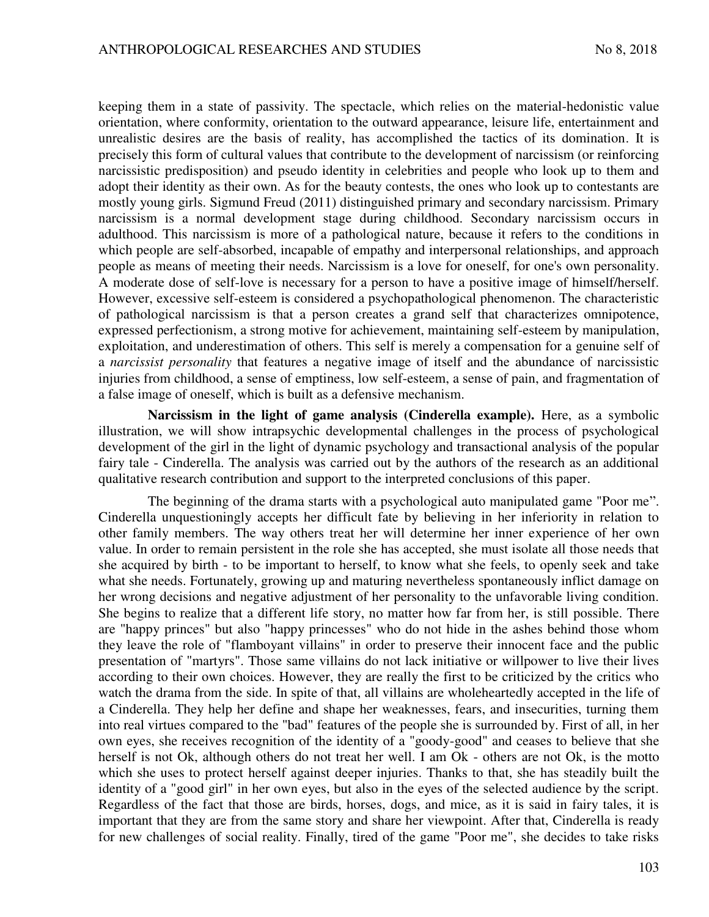keeping them in a state of passivity. The spectacle, which relies on the material-hedonistic value orientation, where conformity, orientation to the outward appearance, leisure life, entertainment and unrealistic desires are the basis of reality, has accomplished the tactics of its domination. It is precisely this form of cultural values that contribute to the development of narcissism (or reinforcing narcissistic predisposition) and pseudo identity in celebrities and people who look up to them and adopt their identity as their own. As for the beauty contests, the ones who look up to contestants are mostly young girls. Sigmund Freud (2011) distinguished primary and secondary narcissism. Primary narcissism is a normal development stage during childhood. Secondary narcissism occurs in adulthood. This narcissism is more of a pathological nature, because it refers to the conditions in which people are self-absorbed, incapable of empathy and interpersonal relationships, and approach people as means of meeting their needs. Narcissism is a love for oneself, for one's own personality. A moderate dose of self-love is necessary for a person to have a positive image of himself/herself. However, excessive self-esteem is considered a psychopathological phenomenon. The characteristic of pathological narcissism is that a person creates a grand self that characterizes omnipotence, expressed perfectionism, a strong motive for achievement, maintaining self-esteem by manipulation, exploitation, and underestimation of others. This self is merely a compensation for a genuine self of a *narcissist personality* that features a negative image of itself and the abundance of narcissistic injuries from childhood, a sense of emptiness, low self-esteem, a sense of pain, and fragmentation of a false image of oneself, which is built as a defensive mechanism.

**Narcissism in the light of game analysis (Cinderella example).** Here, as a symbolic illustration, we will show intrapsychic developmental challenges in the process of psychological development of the girl in the light of dynamic psychology and transactional analysis of the popular fairy tale - Cinderella. The analysis was carried out by the authors of the research as an additional qualitative research contribution and support to the interpreted conclusions of this paper.

The beginning of the drama starts with a psychological auto manipulated game "Poor me". Cinderella unquestioningly accepts her difficult fate by believing in her inferiority in relation to other family members. The way others treat her will determine her inner experience of her own value. In order to remain persistent in the role she has accepted, she must isolate all those needs that she acquired by birth - to be important to herself, to know what she feels, to openly seek and take what she needs. Fortunately, growing up and maturing nevertheless spontaneously inflict damage on her wrong decisions and negative adjustment of her personality to the unfavorable living condition. She begins to realize that a different life story, no matter how far from her, is still possible. There are "happy princes" but also "happy princesses" who do not hide in the ashes behind those whom they leave the role of "flamboyant villains" in order to preserve their innocent face and the public presentation of "martyrs". Those same villains do not lack initiative or willpower to live their lives according to their own choices. However, they are really the first to be criticized by the critics who watch the drama from the side. In spite of that, all villains are wholeheartedly accepted in the life of a Cinderella. They help her define and shape her weaknesses, fears, and insecurities, turning them into real virtues compared to the "bad" features of the people she is surrounded by. First of all, in her own eyes, she receives recognition of the identity of a "goody-good" and ceases to believe that she herself is not Ok, although others do not treat her well. I am Ok - others are not Ok, is the motto which she uses to protect herself against deeper injuries. Thanks to that, she has steadily built the identity of a "good girl" in her own eyes, but also in the eyes of the selected audience by the script. Regardless of the fact that those are birds, horses, dogs, and mice, as it is said in fairy tales, it is important that they are from the same story and share her viewpoint. After that, Cinderella is ready for new challenges of social reality. Finally, tired of the game "Poor me", she decides to take risks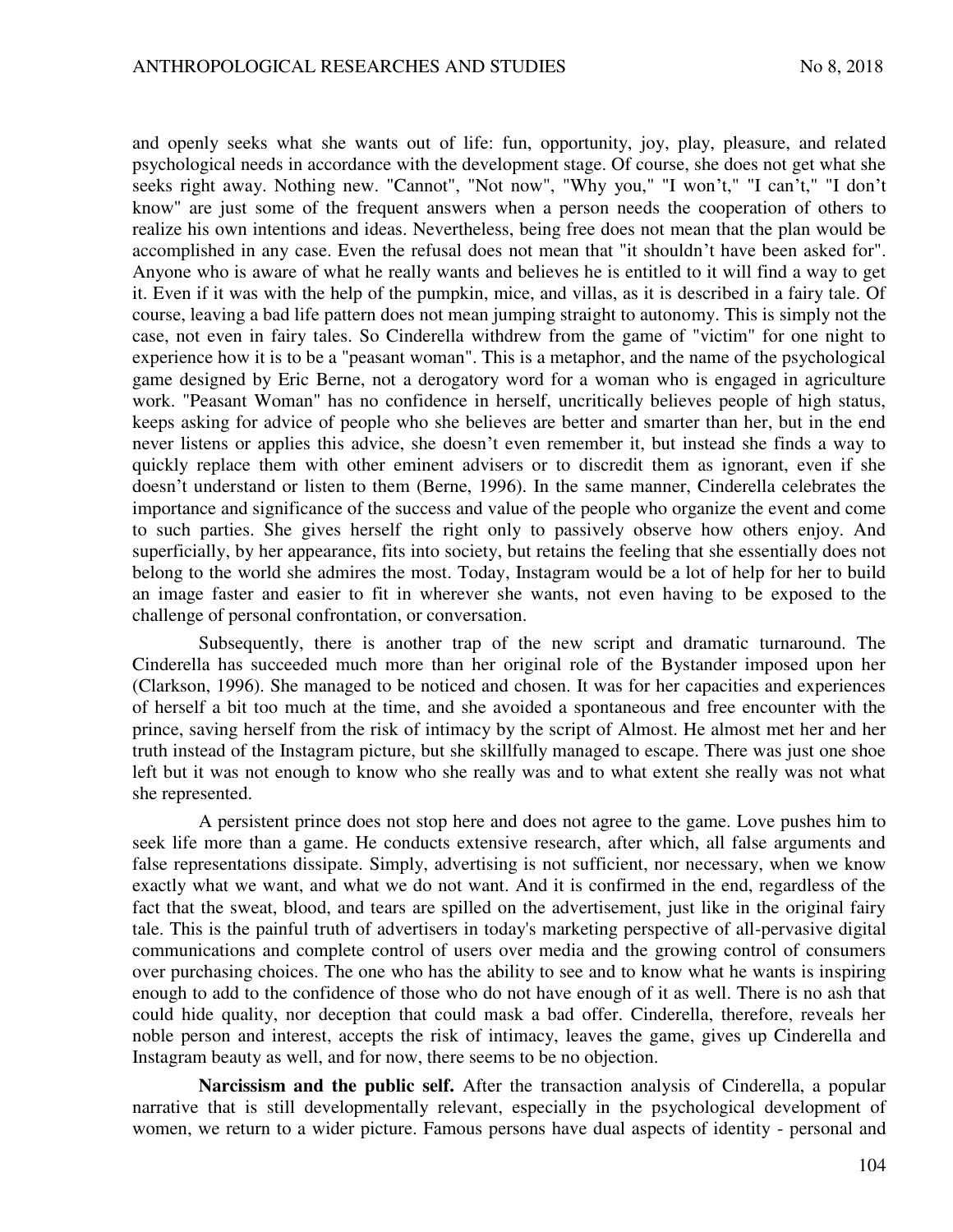and openly seeks what she wants out of life: fun, opportunity, joy, play, pleasure, and related psychological needs in accordance with the development stage. Of course, she does not get what she seeks right away. Nothing new. "Cannot", "Not now", "Why you," "I won't," "I can't," "I don't know" are just some of the frequent answers when a person needs the cooperation of others to realize his own intentions and ideas. Nevertheless, being free does not mean that the plan would be accomplished in any case. Even the refusal does not mean that "it shouldn't have been asked for". Anyone who is aware of what he really wants and believes he is entitled to it will find a way to get it. Even if it was with the help of the pumpkin, mice, and villas, as it is described in a fairy tale. Of course, leaving a bad life pattern does not mean jumping straight to autonomy. This is simply not the case, not even in fairy tales. So Cinderella withdrew from the game of "victim" for one night to experience how it is to be a "peasant woman". This is a metaphor, and the name of the psychological game designed by Eric Berne, not a derogatory word for a woman who is engaged in agriculture work. "Peasant Woman" has no confidence in herself, uncritically believes people of high status, keeps asking for advice of people who she believes are better and smarter than her, but in the end never listens or applies this advice, she doesn't even remember it, but instead she finds a way to quickly replace them with other eminent advisers or to discredit them as ignorant, even if she doesn't understand or listen to them (Berne, 1996). In the same manner, Cinderella celebrates the importance and significance of the success and value of the people who organize the event and come to such parties. She gives herself the right only to passively observe how others enjoy. And superficially, by her appearance, fits into society, but retains the feeling that she essentially does not belong to the world she admires the most. Today, Instagram would be a lot of help for her to build an image faster and easier to fit in wherever she wants, not even having to be exposed to the challenge of personal confrontation, or conversation.

Subsequently, there is another trap of the new script and dramatic turnaround. The Cinderella has succeeded much more than her original role of the Bystander imposed upon her (Clarkson, 1996). She managed to be noticed and chosen. It was for her capacities and experiences of herself a bit too much at the time, and she avoided a spontaneous and free encounter with the prince, saving herself from the risk of intimacy by the script of Almost. He almost met her and her truth instead of the Instagram picture, but she skillfully managed to escape. There was just one shoe left but it was not enough to know who she really was and to what extent she really was not what she represented.

A persistent prince does not stop here and does not agree to the game. Love pushes him to seek life more than a game. He conducts extensive research, after which, all false arguments and false representations dissipate. Simply, advertising is not sufficient, nor necessary, when we know exactly what we want, and what we do not want. And it is confirmed in the end, regardless of the fact that the sweat, blood, and tears are spilled on the advertisement, just like in the original fairy tale. This is the painful truth of advertisers in today's marketing perspective of all-pervasive digital communications and complete control of users over media and the growing control of consumers over purchasing choices. The one who has the ability to see and to know what he wants is inspiring enough to add to the confidence of those who do not have enough of it as well. There is no ash that could hide quality, nor deception that could mask a bad offer. Cinderella, therefore, reveals her noble person and interest, accepts the risk of intimacy, leaves the game, gives up Cinderella and Instagram beauty as well, and for now, there seems to be no objection.

**Narcissism and the public self.** After the transaction analysis of Cinderella, a popular narrative that is still developmentally relevant, especially in the psychological development of women, we return to a wider picture. Famous persons have dual aspects of identity - personal and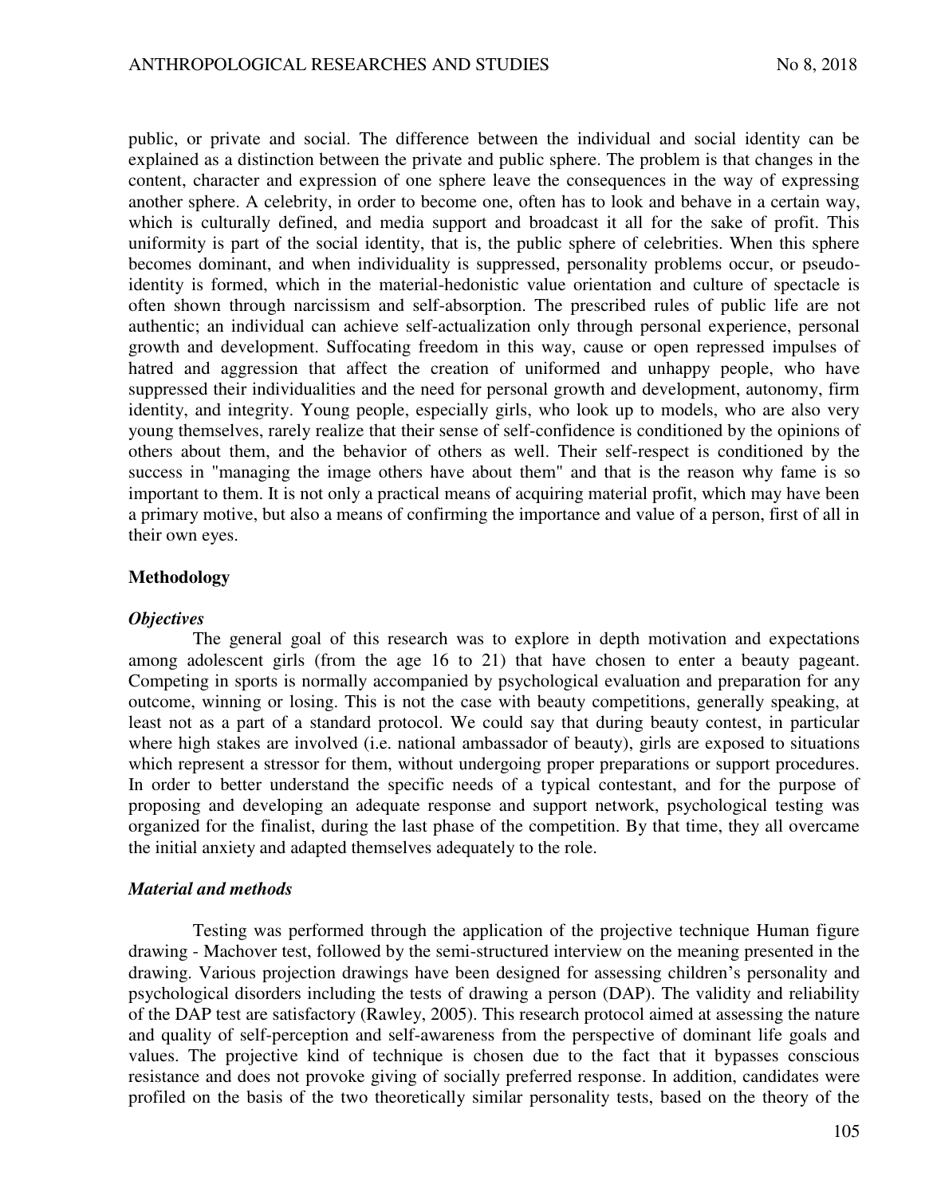public, or private and social. The difference between the individual and social identity can be explained as a distinction between the private and public sphere. The problem is that changes in the content, character and expression of one sphere leave the consequences in the way of expressing another sphere. A celebrity, in order to become one, often has to look and behave in a certain way, which is culturally defined, and media support and broadcast it all for the sake of profit. This uniformity is part of the social identity, that is, the public sphere of celebrities. When this sphere becomes dominant, and when individuality is suppressed, personality problems occur, or pseudo-identity is formed, which in the material-hedonistic value orientation and culture of spectacle is often shown through narcissism and self-absorption. The prescribed rules of public life are not authentic; an individual can achieve self-actualization only through personal experience, personal growth and development. Suffocating freedom in this way, cause or open repressed impulses of hatred and aggression that affect the creation of uniformed and unhappy people, who have suppressed their individualities and the need for personal growth and development, autonomy, firm identity, and integrity. Young people, especially girls, who look up to models, who are also very young themselves, rarely realize that their sense of self-confidence is conditioned by the opinions of others about them, and the behavior of others as well. Their self-respect is conditioned by the success in "managing the image others have about them" and that is the reason why fame is so important to them. It is not only a practical means of acquiring material profit, which may have been a primary motive, but also a means of confirming the importance and value of a person, first of all in their own eyes.

## Methodology

### *Objectives*

The general goal of this research was to explore in depth motivation and expectations among adolescent girls (from the age 16 to 21) that have chosen to enter a beauty pageant. Competing in sports is normally accompanied by psychological evaluation and preparation for any outcome, winning or losing. This is not the case with beauty competitions, generally speaking, at least not as a part of a standard protocol. We could say that during beauty contest, in particular where high stakes are involved (i.e. national ambassador of beauty), girls are exposed to situations which represent a stressor for them, without undergoing proper preparations or support procedures. In order to better understand the specific needs of a typical contestant, and for the purpose of proposing and developing an adequate response and support network, psychological testing was organized for the finalist, during the last phase of the competition. By that time, they all overcame the initial anxiety and adapted themselves adequately to the role.

### *Material and methods*

Testing was performed through the application of the projective technique Human figure drawing - Machover test, followed by the semi-structured interview on the meaning presented in the drawing. Various projection drawings have been designed for assessing children's personality and psychological disorders including the tests of drawing a person (DAP). The validity and reliability of the DAP test are satisfactory (Rawley, 2005). This research protocol aimed at assessing the nature and quality of self-perception and self-awareness from the perspective of dominant life goals and values. The projective kind of technique is chosen due to the fact that it bypasses conscious resistance and does not provoke giving of socially preferred response. In addition, candidates were profiled on the basis of the two theoretically similar personality tests, based on the theory of the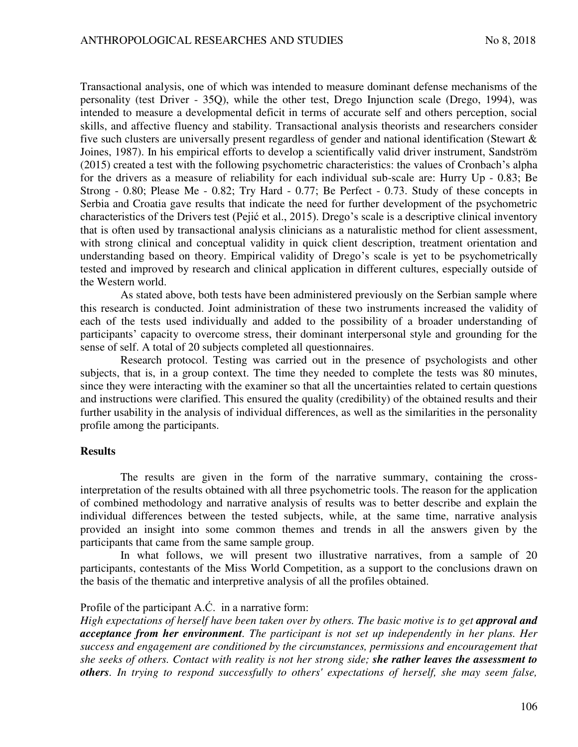Transactional analysis, one of which was intended to measure dominant defense mechanisms of the personality (test Driver - 35Q), while the other test, Drego Injunction scale (Drego, 1994), was intended to measure a developmental deficit in terms of accurate self and others perception, social skills, and affective fluency and stability. Transactional analysis theorists and researchers consider five such clusters are universally present regardless of gender and national identification (Stewart & Joines, 1987). In his empirical efforts to develop a scientifically valid driver instrument, Sandström (2015) created a test with the following psychometric characteristics: the values of Cronbach's alpha for the drivers as a measure of reliability for each individual sub-scale are: Hurry Up - 0.83; Be Strong - 0.80; Please Me - 0.82; Try Hard - 0.77; Be Perfect - 0.73. Study of these concepts in Serbia and Croatia gave results that indicate the need for further development of the psychometric characteristics of the Drivers test (Pejić et al., 2015). Drego's scale is a descriptive clinical inventory that is often used by transactional analysis clinicians as a naturalistic method for client assessment, with strong clinical and conceptual validity in quick client description, treatment orientation and understanding based on theory. Empirical validity of Drego's scale is yet to be psychometrically tested and improved by research and clinical application in different cultures, especially outside of the Western world.

As stated above, both tests have been administered previously on the Serbian sample where this research is conducted. Joint administration of these two instruments increased the validity of each of the tests used individually and added to the possibility of a broader understanding of participants' capacity to overcome stress, their dominant interpersonal style and grounding for the sense of self. A total of 20 subjects completed all questionnaires.

Research protocol. Testing was carried out in the presence of psychologists and other subjects, that is, in a group context. The time they needed to complete the tests was 80 minutes, since they were interacting with the examiner so that all the uncertainties related to certain questions and instructions were clarified. This ensured the quality (credibility) of the obtained results and their further usability in the analysis of individual differences, as well as the similarities in the personality profile among the participants.

## Results

The results are given in the form of the narrative summary, containing the cross-interpretation of the results obtained with all three psychometric tools. The reason for the application of combined methodology and narrative analysis of results was to better describe and explain the individual differences between the tested subjects, while, at the same time, narrative analysis provided an insight into some common themes and trends in all the answers given by the participants that came from the same sample group.

In what follows, we will present two illustrative narratives, from a sample of 20 participants, contestants of the Miss World Competition, as a support to the conclusions drawn on the basis of the thematic and interpretive analysis of all the profiles obtained.

Profile of the participant A.Ć. in a narrative form:

*High expectations of herself have been taken over by others. The basic motive is to get* ***approval and acceptance from her environment****. The participant is not set up independently in her plans. Her success and engagement are conditioned by the circumstances, permissions and encouragement that she seeks of others. Contact with reality is not her strong side;* ***she rather leaves the assessment to others****. In trying to respond successfully to others' expectations of herself, she may seem false,*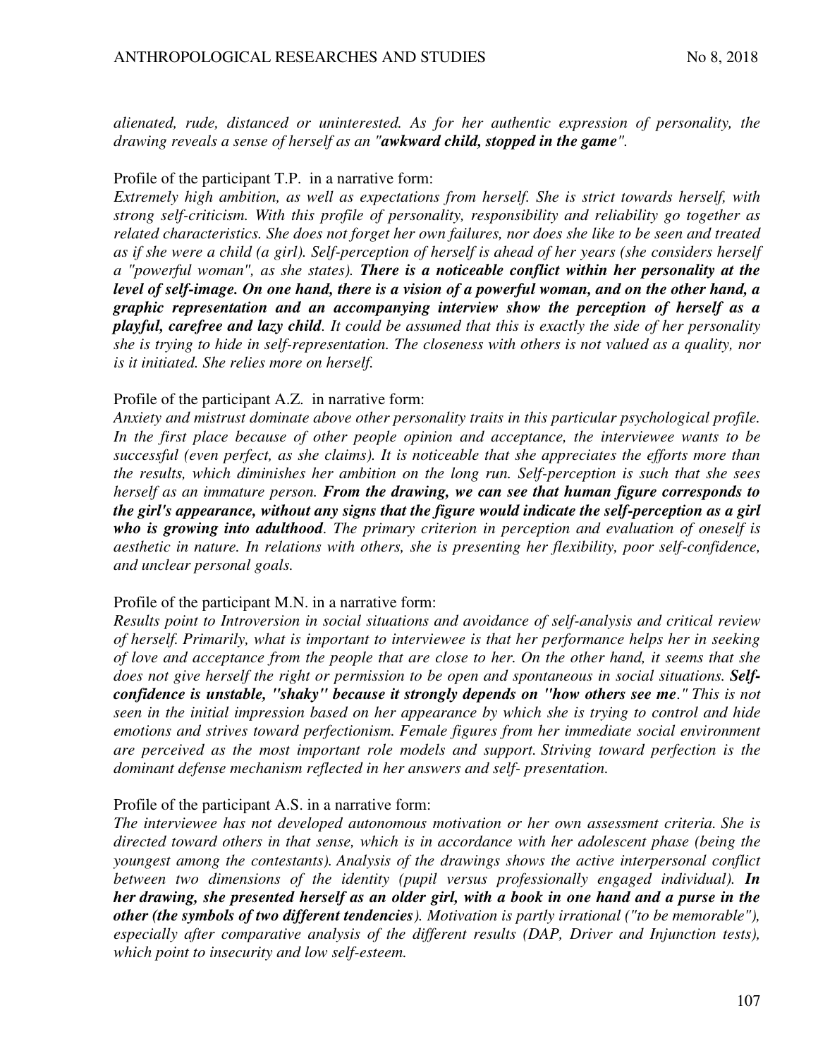*alienated, rude, distanced or uninterested. As for her authentic expression of personality, the drawing reveals a sense of herself as an "**awkward child, stopped in the game**".*

Profile of the participant T.P. in a narrative form:

*Extremely high ambition, as well as expectations from herself. She is strict towards herself, with strong self-criticism. With this profile of personality, responsibility and reliability go together as related characteristics. She does not forget her own failures, nor does she like to be seen and treated as if she were a child (a girl). Self-perception of herself is ahead of her years (she considers herself a "powerful woman", as she states). **There is a noticeable conflict within her personality at the level of self-image. On one hand, there is a vision of a powerful woman, and on the other hand, a graphic representation and an accompanying interview show the perception of herself as a playful, carefree and lazy child**. It could be assumed that this is exactly the side of her personality she is trying to hide in self-representation. The closeness with others is not valued as a quality, nor is it initiated. She relies more on herself.*

Profile of the participant A.Z. in narrative form:

*Anxiety and mistrust dominate above other personality traits in this particular psychological profile. In the first place because of other people opinion and acceptance, the interviewee wants to be successful (even perfect, as she claims). It is noticeable that she appreciates the efforts more than the results, which diminishes her ambition on the long run. Self-perception is such that she sees herself as an immature person. **From the drawing, we can see that human figure corresponds to the girl's appearance, without any signs that the figure would indicate the self-perception as a girl who is growing into adulthood**. The primary criterion in perception and evaluation of oneself is aesthetic in nature. In relations with others, she is presenting her flexibility, poor self-confidence, and unclear personal goals.*

Profile of the participant M.N. in a narrative form:

*Results point to Introversion in social situations and avoidance of self-analysis and critical review of herself. Primarily, what is important to interviewee is that her performance helps her in seeking of love and acceptance from the people that are close to her. On the other hand, it seems that she does not give herself the right or permission to be open and spontaneous in social situations. **Self-confidence is unstable, "shaky" because it strongly depends on "how others see me**." This is not seen in the initial impression based on her appearance by which she is trying to control and hide emotions and strives toward perfectionism. Female figures from her immediate social environment are perceived as the most important role models and support. Striving toward perfection is the dominant defense mechanism reflected in her answers and self- presentation.*

Profile of the participant A.S. in a narrative form:

*The interviewee has not developed autonomous motivation or her own assessment criteria. She is directed toward others in that sense, which is in accordance with her adolescent phase (being the youngest among the contestants). Analysis of the drawings shows the active interpersonal conflict between two dimensions of the identity (pupil versus professionally engaged individual). **In her drawing, she presented herself as an older girl, with a book in one hand and a purse in the other (the symbols of two different tendencies**). Motivation is partly irrational ("to be memorable"), especially after comparative analysis of the different results (DAP, Driver and Injunction tests), which point to insecurity and low self-esteem.*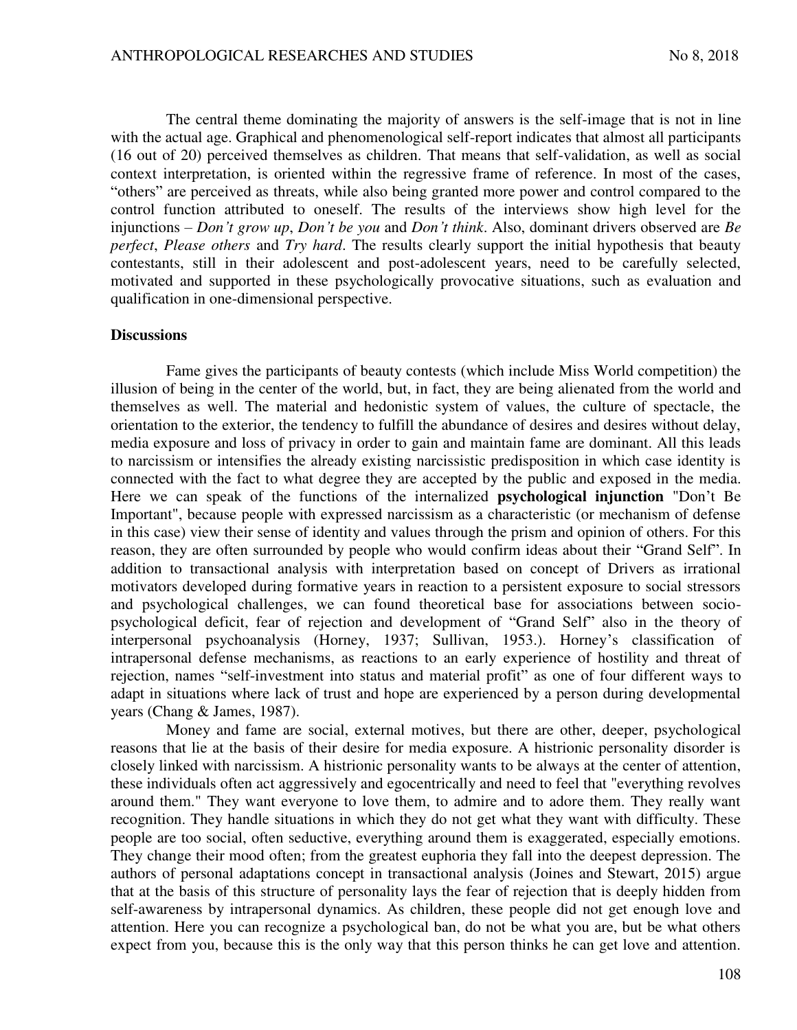The central theme dominating the majority of answers is the self-image that is not in line with the actual age. Graphical and phenomenological self-report indicates that almost all participants (16 out of 20) perceived themselves as children. That means that self-validation, as well as social context interpretation, is oriented within the regressive frame of reference. In most of the cases, "others" are perceived as threats, while also being granted more power and control compared to the control function attributed to oneself. The results of the interviews show high level for the injunctions – *Don't grow up*, *Don't be you* and *Don't think*. Also, dominant drivers observed are *Be perfect*, *Please others* and *Try hard*. The results clearly support the initial hypothesis that beauty contestants, still in their adolescent and post-adolescent years, need to be carefully selected, motivated and supported in these psychologically provocative situations, such as evaluation and qualification in one-dimensional perspective.

## Discussions

Fame gives the participants of beauty contests (which include Miss World competition) the illusion of being in the center of the world, but, in fact, they are being alienated from the world and themselves as well. The material and hedonistic system of values, the culture of spectacle, the orientation to the exterior, the tendency to fulfill the abundance of desires and desires without delay, media exposure and loss of privacy in order to gain and maintain fame are dominant. All this leads to narcissism or intensifies the already existing narcissistic predisposition in which case identity is connected with the fact to what degree they are accepted by the public and exposed in the media. Here we can speak of the functions of the internalized **psychological injunction** "Don't Be Important", because people with expressed narcissism as a characteristic (or mechanism of defense in this case) view their sense of identity and values through the prism and opinion of others. For this reason, they are often surrounded by people who would confirm ideas about their "Grand Self". In addition to transactional analysis with interpretation based on concept of Drivers as irrational motivators developed during formative years in reaction to a persistent exposure to social stressors and psychological challenges, we can found theoretical base for associations between socio-psychological deficit, fear of rejection and development of "Grand Self" also in the theory of interpersonal psychoanalysis (Horney, 1937; Sullivan, 1953.). Horney's classification of intrapersonal defense mechanisms, as reactions to an early experience of hostility and threat of rejection, names "self-investment into status and material profit" as one of four different ways to adapt in situations where lack of trust and hope are experienced by a person during developmental years (Chang & James, 1987).

Money and fame are social, external motives, but there are other, deeper, psychological reasons that lie at the basis of their desire for media exposure. A histrionic personality disorder is closely linked with narcissism. A histrionic personality wants to be always at the center of attention, these individuals often act aggressively and egocentrically and need to feel that "everything revolves around them." They want everyone to love them, to admire and to adore them. They really want recognition. They handle situations in which they do not get what they want with difficulty. These people are too social, often seductive, everything around them is exaggerated, especially emotions. They change their mood often; from the greatest euphoria they fall into the deepest depression. The authors of personal adaptations concept in transactional analysis (Joines and Stewart, 2015) argue that at the basis of this structure of personality lays the fear of rejection that is deeply hidden from self-awareness by intrapersonal dynamics. As children, these people did not get enough love and attention. Here you can recognize a psychological ban, do not be what you are, but be what others expect from you, because this is the only way that this person thinks he can get love and attention.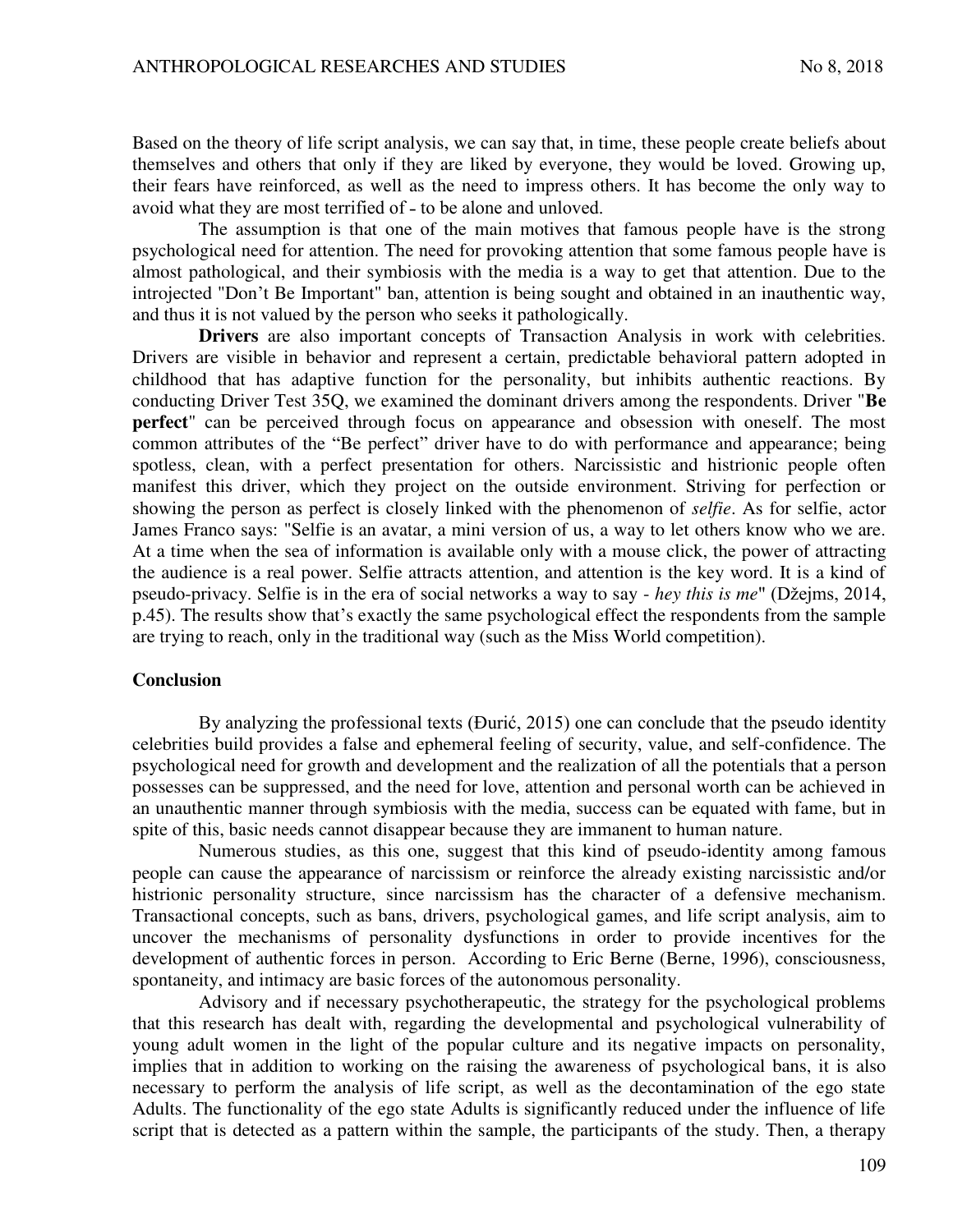Based on the theory of life script analysis, we can say that, in time, these people create beliefs about themselves and others that only if they are liked by everyone, they would be loved. Growing up, their fears have reinforced, as well as the need to impress others. It has become the only way to avoid what they are most terrified of - to be alone and unloved.

The assumption is that one of the main motives that famous people have is the strong psychological need for attention. The need for provoking attention that some famous people have is almost pathological, and their symbiosis with the media is a way to get that attention. Due to the introjected "Don't Be Important" ban, attention is being sought and obtained in an inauthentic way, and thus it is not valued by the person who seeks it pathologically.

**Drivers** are also important concepts of Transaction Analysis in work with celebrities. Drivers are visible in behavior and represent a certain, predictable behavioral pattern adopted in childhood that has adaptive function for the personality, but inhibits authentic reactions. By conducting Driver Test 35Q, we examined the dominant drivers among the respondents. Driver "**Be perfect**" can be perceived through focus on appearance and obsession with oneself. The most common attributes of the "Be perfect" driver have to do with performance and appearance; being spotless, clean, with a perfect presentation for others. Narcissistic and histrionic people often manifest this driver, which they project on the outside environment. Striving for perfection or showing the person as perfect is closely linked with the phenomenon of *selfie*. As for selfie, actor James Franco says: "Selfie is an avatar, a mini version of us, a way to let others know who we are. At a time when the sea of information is available only with a mouse click, the power of attracting the audience is a real power. Selfie attracts attention, and attention is the key word. It is a kind of pseudo-privacy. Selfie is in the era of social networks a way to say - *hey this is me*" (Džejms, 2014, p.45). The results show that's exactly the same psychological effect the respondents from the sample are trying to reach, only in the traditional way (such as the Miss World competition).

## Conclusion

By analyzing the professional texts (Đurić, 2015) one can conclude that the pseudo identity celebrities build provides a false and ephemeral feeling of security, value, and self-confidence. The psychological need for growth and development and the realization of all the potentials that a person possesses can be suppressed, and the need for love, attention and personal worth can be achieved in an unauthentic manner through symbiosis with the media, success can be equated with fame, but in spite of this, basic needs cannot disappear because they are immanent to human nature.

Numerous studies, as this one, suggest that this kind of pseudo-identity among famous people can cause the appearance of narcissism or reinforce the already existing narcissistic and/or histrionic personality structure, since narcissism has the character of a defensive mechanism. Transactional concepts, such as bans, drivers, psychological games, and life script analysis, aim to uncover the mechanisms of personality dysfunctions in order to provide incentives for the development of authentic forces in person. According to Eric Berne (Berne, 1996), consciousness, spontaneity, and intimacy are basic forces of the autonomous personality.

Advisory and if necessary psychotherapeutic, the strategy for the psychological problems that this research has dealt with, regarding the developmental and psychological vulnerability of young adult women in the light of the popular culture and its negative impacts on personality, implies that in addition to working on the raising the awareness of psychological bans, it is also necessary to perform the analysis of life script, as well as the decontamination of the ego state Adults. The functionality of the ego state Adults is significantly reduced under the influence of life script that is detected as a pattern within the sample, the participants of the study. Then, a therapy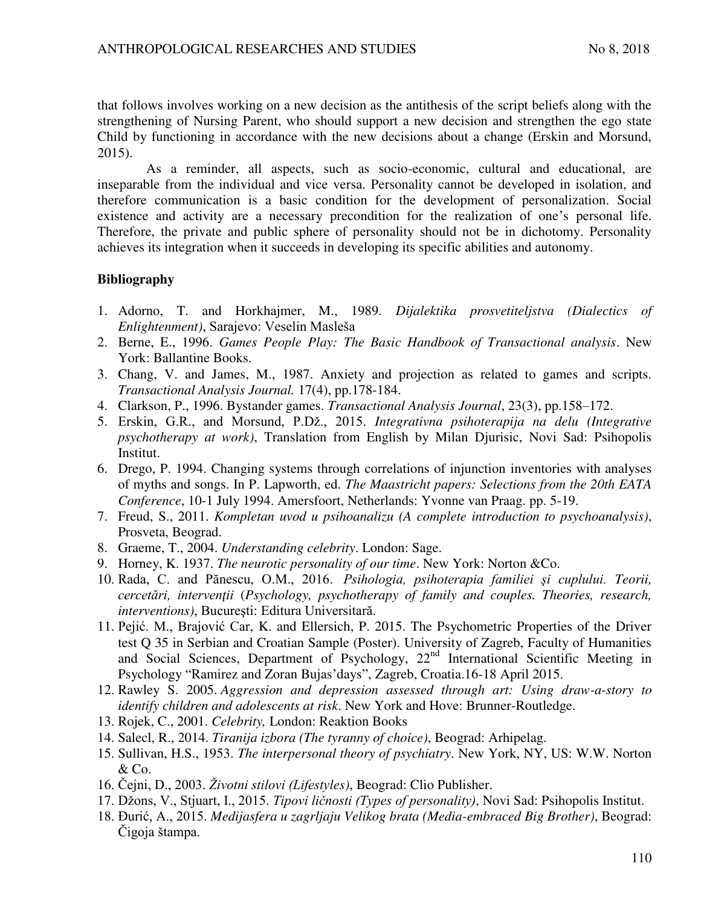that follows involves working on a new decision as the antithesis of the script beliefs along with the strengthening of Nursing Parent, who should support a new decision and strengthen the ego state Child by functioning in accordance with the new decisions about a change (Erskin and Morsund, 2015).

As a reminder, all aspects, such as socio-economic, cultural and educational, are inseparable from the individual and vice versa. Personality cannot be developed in isolation, and therefore communication is a basic condition for the development of personalization. Social existence and activity are a necessary precondition for the realization of one's personal life. Therefore, the private and public sphere of personality should not be in dichotomy. Personality achieves its integration when it succeeds in developing its specific abilities and autonomy.

**Bibliography**

1. Adorno, T. and Horkhajmer, M., 1989. *Dijalektika prosvetiteljstva (Dialectics of Enlightenment)*, Sarajevo: Veselin Masleša
2. Berne, E., 1996. *Games People Play: The Basic Handbook of Transactional analysis*. New York: Ballantine Books.
3. Chang, V. and James, M., 1987. Anxiety and projection as related to games and scripts. *Transactional Analysis Journal.* 17(4), pp.178-184.
4. Clarkson, P., 1996. Bystander games. *Transactional Analysis Journal*, 23(3), pp.158–172.
5. Erskin, G.R., and Morsund, P.Dž., 2015. *Integrativna psihoterapija na delu (Integrative psychotherapy at work)*, Translation from English by Milan Djurisic, Novi Sad: Psihopolis Institut.
6. Drego, P. 1994. Changing systems through correlations of injunction inventories with analyses of myths and songs. In P. Lapworth, ed. *The Maastricht papers: Selections from the 20th EATA Conference*, 10-1 July 1994. Amersfoort, Netherlands: Yvonne van Praag. pp. 5-19.
7. Freud, S., 2011. *Kompletan uvod u psihoanalizu (A complete introduction to psychoanalysis)*, Prosveta, Beograd.
8. Graeme, T., 2004. *Understanding celebrity*. London: Sage.
9. Horney, K. 1937. *The neurotic personality of our time*. New York: Norton &Co.
10. Rada, C. and Pănescu, O.M., 2016. *Psihologia, psihoterapia familiei şi cuplului. Teorii, cercetări, intervenţii* (*Psychology, psychotherapy of family and couples. Theories, research, interventions)*, Bucureşti: Editura Universitară.
11. Pejić. M., Brajović Car, K. and Ellersich, P. 2015. The Psychometric Properties of the Driver test Q 35 in Serbian and Croatian Sample (Poster). University of Zagreb, Faculty of Humanities and Social Sciences, Department of Psychology, 22nd International Scientific Meeting in Psychology "Ramirez and Zoran Bujas'days", Zagreb, Croatia.16-18 April 2015.
12. Rawley S. 2005. *Aggression and depression assessed through art: Using draw-a-story to identify children and adolescents at risk*. New York and Hove: Brunner-Routledge.
13. Rojek, C., 2001. *Celebrity,* London: Reaktion Books
14. Salecl, R., 2014. *Tiranija izbora (The tyranny of choice)*, Beograd: Arhipelag.
15. Sullivan, H.S., 1953. *The interpersonal theory of psychiatry*. New York, NY, US: W.W. Norton & Co.
16. Čejni, D., 2003. *Životni stilovi (Lifestyles)*, Beograd: Clio Publisher.
17. Džons, V., Stjuart, I., 2015. *Tipovi ličnosti (Types of personality)*, Novi Sad: Psihopolis Institut.
18. Đurić, A., 2015. *Medijasfera u zagrljaju Velikog brata (Media-embraced Big Brother)*, Beograd: Čigoja štampa.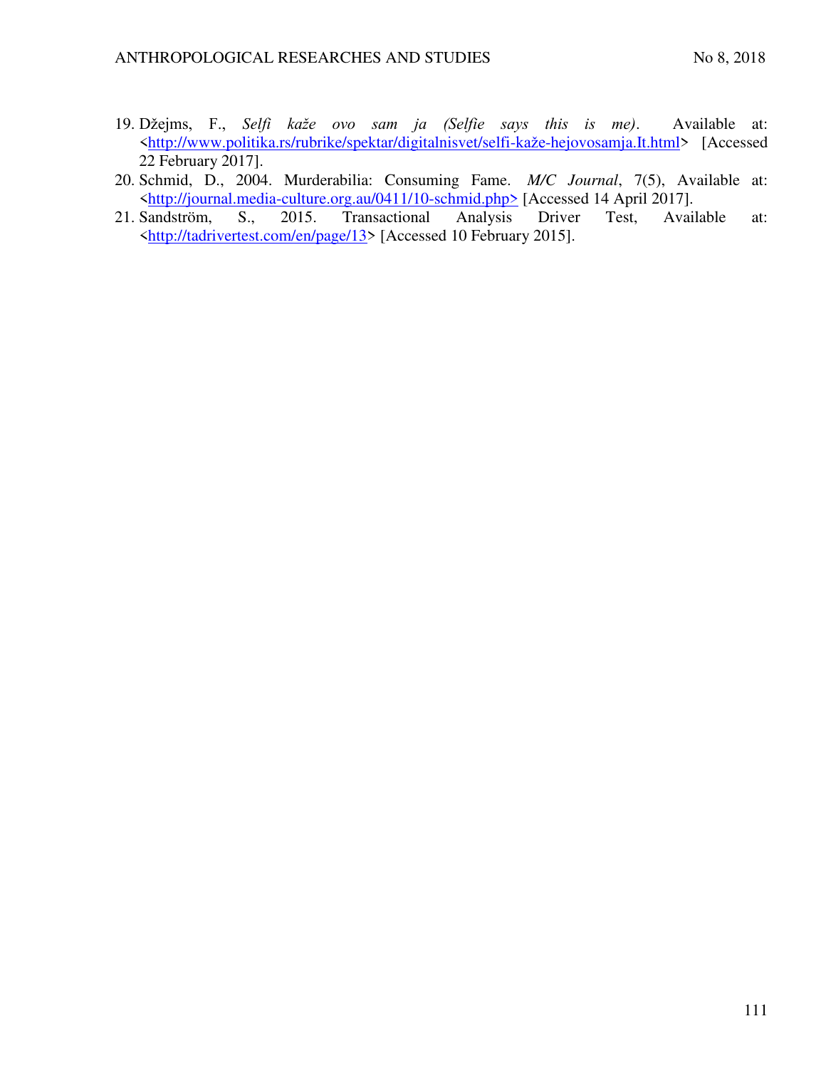19. Džejms, F., *Selfi kaže ovo sam ja (Selfie says this is me)*. Available at: <http://www.politika.rs/rubrike/spektar/digitalnisvet/selfi-kaže-hejovosamja.lt.html> [Accessed 22 February 2017].
20. Schmid, D., 2004. Murderabilia: Consuming Fame. *M/C Journal*, 7(5), Available at: <http://journal.media-culture.org.au/0411/10-schmid.php> [Accessed 14 April 2017].
21. Sandström, S., 2015. Transactional Analysis Driver Test, Available at: <http://tadrivertest.com/en/page/13> [Accessed 10 February 2015].